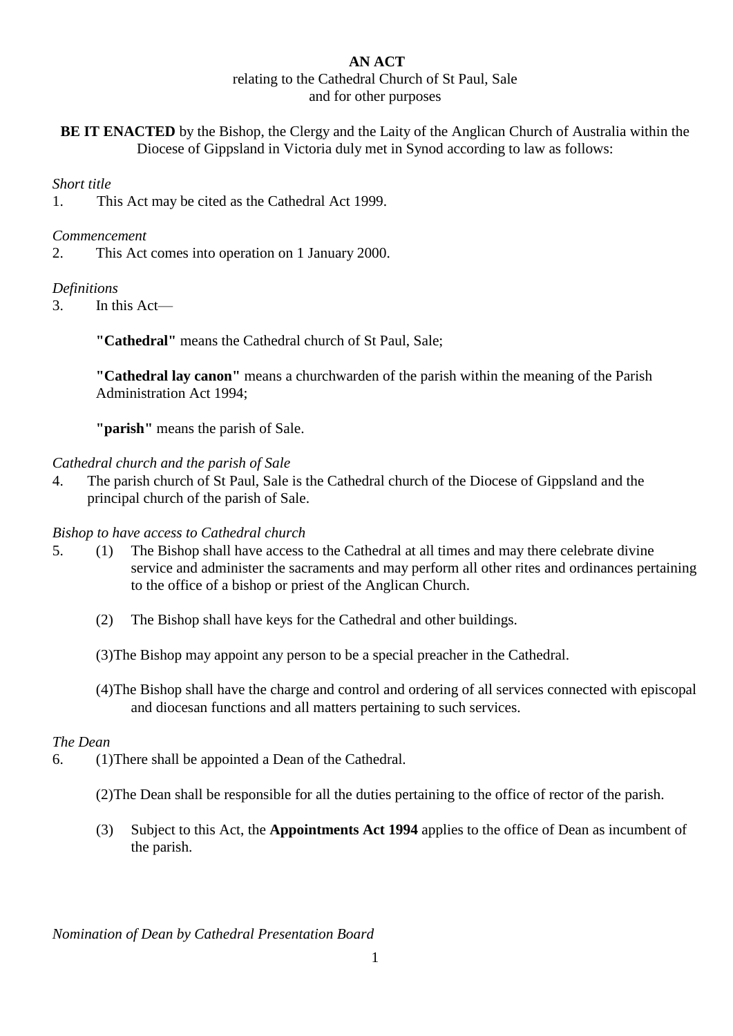**AN ACT**

relating to the Cathedral Church of St Paul, Sale
and for other purposes

**BE IT ENACTED** by the Bishop, the Clergy and the Laity of the Anglican Church of Australia within the Diocese of Gippsland in Victoria duly met in Synod according to law as follows:

*Short title*

1. This Act may be cited as the Cathedral Act 1999.

*Commencement*

2. This Act comes into operation on 1 January 2000.

*Definitions*

3. In this Act—

   **"Cathedral"** means the Cathedral church of St Paul, Sale;

   **"Cathedral lay canon"** means a churchwarden of the parish within the meaning of the Parish Administration Act 1994;

   **"parish"** means the parish of Sale.

*Cathedral church and the parish of Sale*

4. The parish church of St Paul, Sale is the Cathedral church of the Diocese of Gippsland and the principal church of the parish of Sale.

*Bishop to have access to Cathedral church*

5. (1) The Bishop shall have access to the Cathedral at all times and may there celebrate divine service and administer the sacraments and may perform all other rites and ordinances pertaining to the office of a bishop or priest of the Anglican Church.

   (2) The Bishop shall have keys for the Cathedral and other buildings.

   (3) The Bishop may appoint any person to be a special preacher in the Cathedral.

   (4) The Bishop shall have the charge and control and ordering of all services connected with episcopal and diocesan functions and all matters pertaining to such services.

*The Dean*

6. (1) There shall be appointed a Dean of the Cathedral.

   (2) The Dean shall be responsible for all the duties pertaining to the office of rector of the parish.

   (3) Subject to this Act, the **Appointments Act 1994** applies to the office of Dean as incumbent of the parish.

*Nomination of Dean by Cathedral Presentation Board*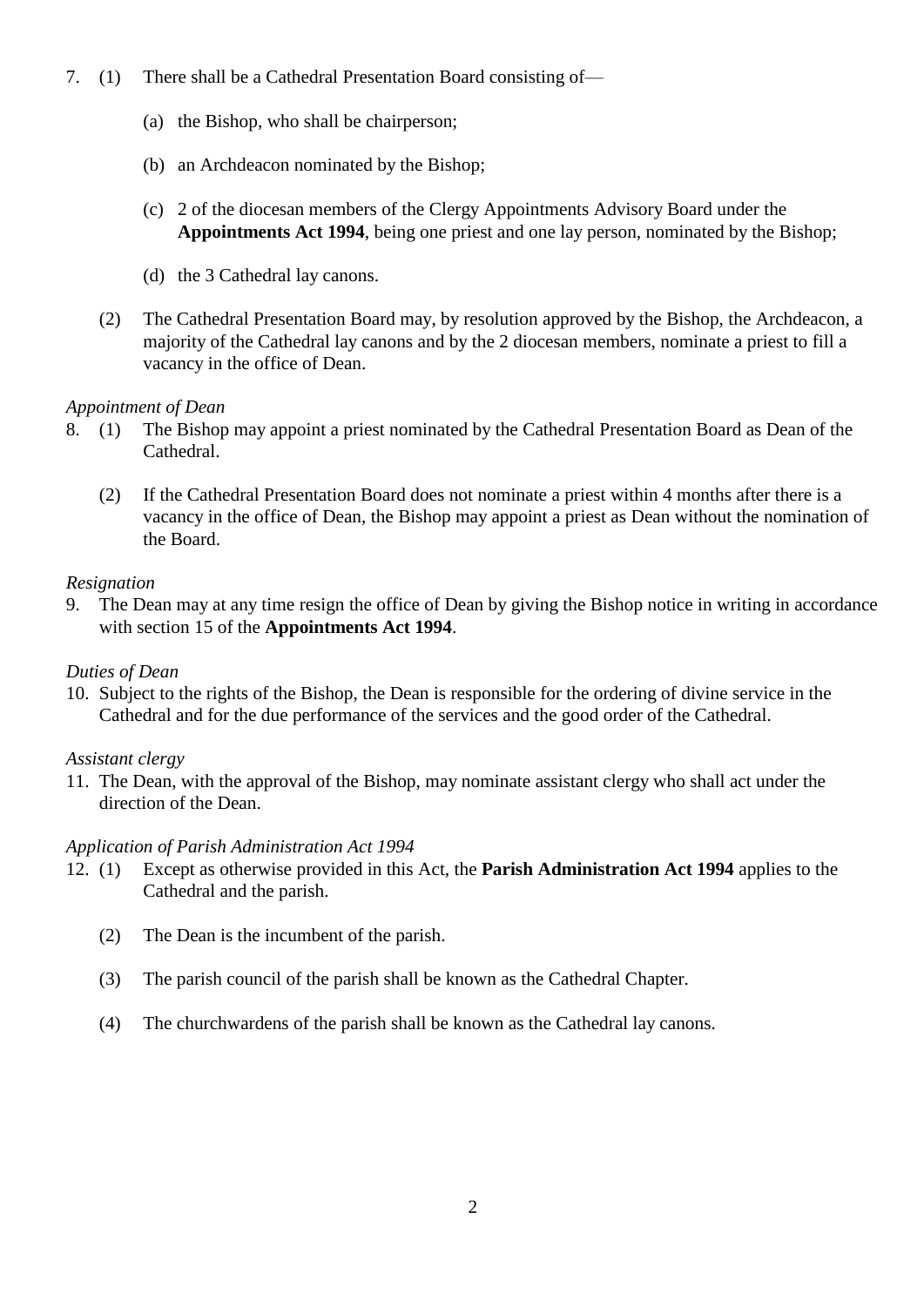7. (1) There shall be a Cathedral Presentation Board consisting of—

   (a) the Bishop, who shall be chairperson;

   (b) an Archdeacon nominated by the Bishop;

   (c) 2 of the diocesan members of the Clergy Appointments Advisory Board under the **Appointments Act 1994**, being one priest and one lay person, nominated by the Bishop;

   (d) the 3 Cathedral lay canons.

   (2) The Cathedral Presentation Board may, by resolution approved by the Bishop, the Archdeacon, a majority of the Cathedral lay canons and by the 2 diocesan members, nominate a priest to fill a vacancy in the office of Dean.

*Appointment of Dean*

8. (1) The Bishop may appoint a priest nominated by the Cathedral Presentation Board as Dean of the Cathedral.

   (2) If the Cathedral Presentation Board does not nominate a priest within 4 months after there is a vacancy in the office of Dean, the Bishop may appoint a priest as Dean without the nomination of the Board.

*Resignation*

9. The Dean may at any time resign the office of Dean by giving the Bishop notice in writing in accordance with section 15 of the **Appointments Act 1994**.

*Duties of Dean*

10. Subject to the rights of the Bishop, the Dean is responsible for the ordering of divine service in the Cathedral and for the due performance of the services and the good order of the Cathedral.

*Assistant clergy*

11. The Dean, with the approval of the Bishop, may nominate assistant clergy who shall act under the direction of the Dean.

*Application of Parish Administration Act 1994*

12. (1) Except as otherwise provided in this Act, the **Parish Administration Act 1994** applies to the Cathedral and the parish.

    (2) The Dean is the incumbent of the parish.

    (3) The parish council of the parish shall be known as the Cathedral Chapter.

    (4) The churchwardens of the parish shall be known as the Cathedral lay canons.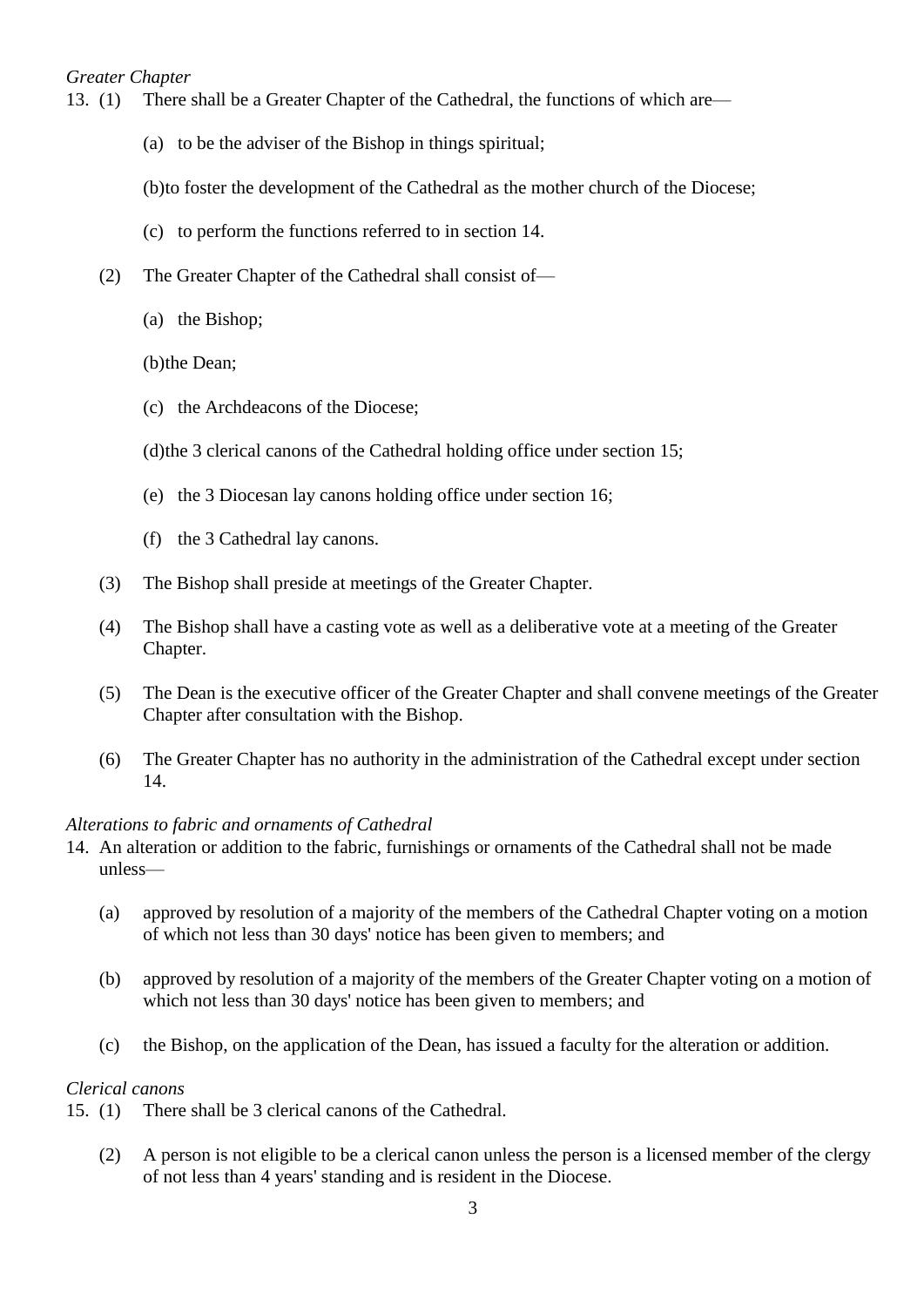*Greater Chapter*

13. (1) There shall be a Greater Chapter of the Cathedral, the functions of which are—

    (a) to be the adviser of the Bishop in things spiritual;

    (b) to foster the development of the Cathedral as the mother church of the Diocese;

    (c) to perform the functions referred to in section 14.

    (2) The Greater Chapter of the Cathedral shall consist of—

    (a) the Bishop;

    (b) the Dean;

    (c) the Archdeacons of the Diocese;

    (d) the 3 clerical canons of the Cathedral holding office under section 15;

    (e) the 3 Diocesan lay canons holding office under section 16;

    (f) the 3 Cathedral lay canons.

    (3) The Bishop shall preside at meetings of the Greater Chapter.

    (4) The Bishop shall have a casting vote as well as a deliberative vote at a meeting of the Greater Chapter.

    (5) The Dean is the executive officer of the Greater Chapter and shall convene meetings of the Greater Chapter after consultation with the Bishop.

    (6) The Greater Chapter has no authority in the administration of the Cathedral except under section 14.

*Alterations to fabric and ornaments of Cathedral*

14. An alteration or addition to the fabric, furnishings or ornaments of the Cathedral shall not be made unless—

    (a) approved by resolution of a majority of the members of the Cathedral Chapter voting on a motion of which not less than 30 days' notice has been given to members; and

    (b) approved by resolution of a majority of the members of the Greater Chapter voting on a motion of which not less than 30 days' notice has been given to members; and

    (c) the Bishop, on the application of the Dean, has issued a faculty for the alteration or addition.

*Clerical canons*

15. (1) There shall be 3 clerical canons of the Cathedral.

    (2) A person is not eligible to be a clerical canon unless the person is a licensed member of the clergy of not less than 4 years' standing and is resident in the Diocese.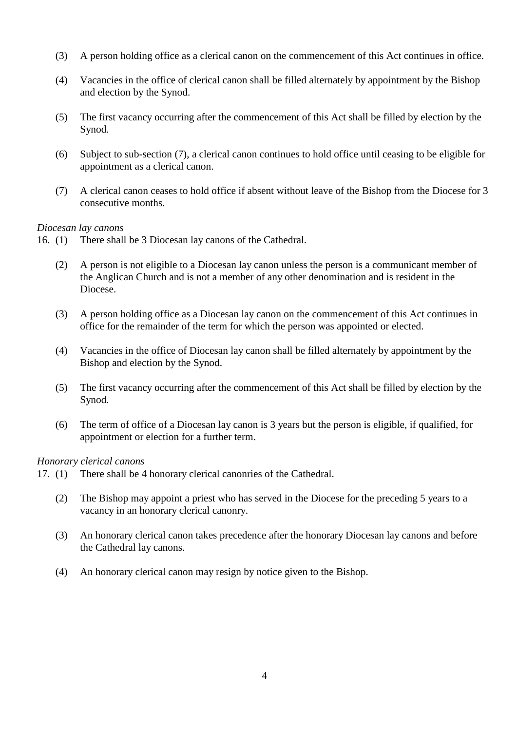(3) A person holding office as a clerical canon on the commencement of this Act continues in office.

(4) Vacancies in the office of clerical canon shall be filled alternately by appointment by the Bishop and election by the Synod.

(5) The first vacancy occurring after the commencement of this Act shall be filled by election by the Synod.

(6) Subject to sub-section (7), a clerical canon continues to hold office until ceasing to be eligible for appointment as a clerical canon.

(7) A clerical canon ceases to hold office if absent without leave of the Bishop from the Diocese for 3 consecutive months.

*Diocesan lay canons*

16. (1) There shall be 3 Diocesan lay canons of the Cathedral.

(2) A person is not eligible to a Diocesan lay canon unless the person is a communicant member of the Anglican Church and is not a member of any other denomination and is resident in the Diocese.

(3) A person holding office as a Diocesan lay canon on the commencement of this Act continues in office for the remainder of the term for which the person was appointed or elected.

(4) Vacancies in the office of Diocesan lay canon shall be filled alternately by appointment by the Bishop and election by the Synod.

(5) The first vacancy occurring after the commencement of this Act shall be filled by election by the Synod.

(6) The term of office of a Diocesan lay canon is 3 years but the person is eligible, if qualified, for appointment or election for a further term.

*Honorary clerical canons*

17. (1) There shall be 4 honorary clerical canonries of the Cathedral.

(2) The Bishop may appoint a priest who has served in the Diocese for the preceding 5 years to a vacancy in an honorary clerical canonry.

(3) An honorary clerical canon takes precedence after the honorary Diocesan lay canons and before the Cathedral lay canons.

(4) An honorary clerical canon may resign by notice given to the Bishop.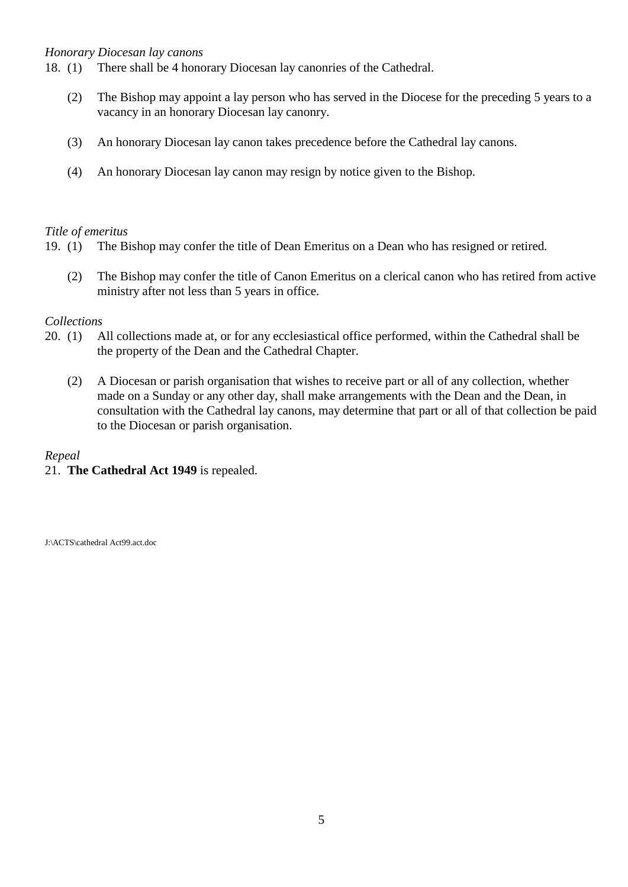*Honorary Diocesan lay canons*

18. (1) There shall be 4 honorary Diocesan lay canonries of the Cathedral.

    (2) The Bishop may appoint a lay person who has served in the Diocese for the preceding 5 years to a vacancy in an honorary Diocesan lay canonry.

    (3) An honorary Diocesan lay canon takes precedence before the Cathedral lay canons.

    (4) An honorary Diocesan lay canon may resign by notice given to the Bishop.

*Title of emeritus*

19. (1) The Bishop may confer the title of Dean Emeritus on a Dean who has resigned or retired.

    (2) The Bishop may confer the title of Canon Emeritus on a clerical canon who has retired from active ministry after not less than 5 years in office.

*Collections*

20. (1) All collections made at, or for any ecclesiastical office performed, within the Cathedral shall be the property of the Dean and the Cathedral Chapter.

    (2) A Diocesan or parish organisation that wishes to receive part or all of any collection, whether made on a Sunday or any other day, shall make arrangements with the Dean and the Dean, in consultation with the Cathedral lay canons, may determine that part or all of that collection be paid to the Diocesan or parish organisation.

*Repeal*

21. **The Cathedral Act 1949** is repealed.

J:\ACTS\cathedral Act99.act.doc